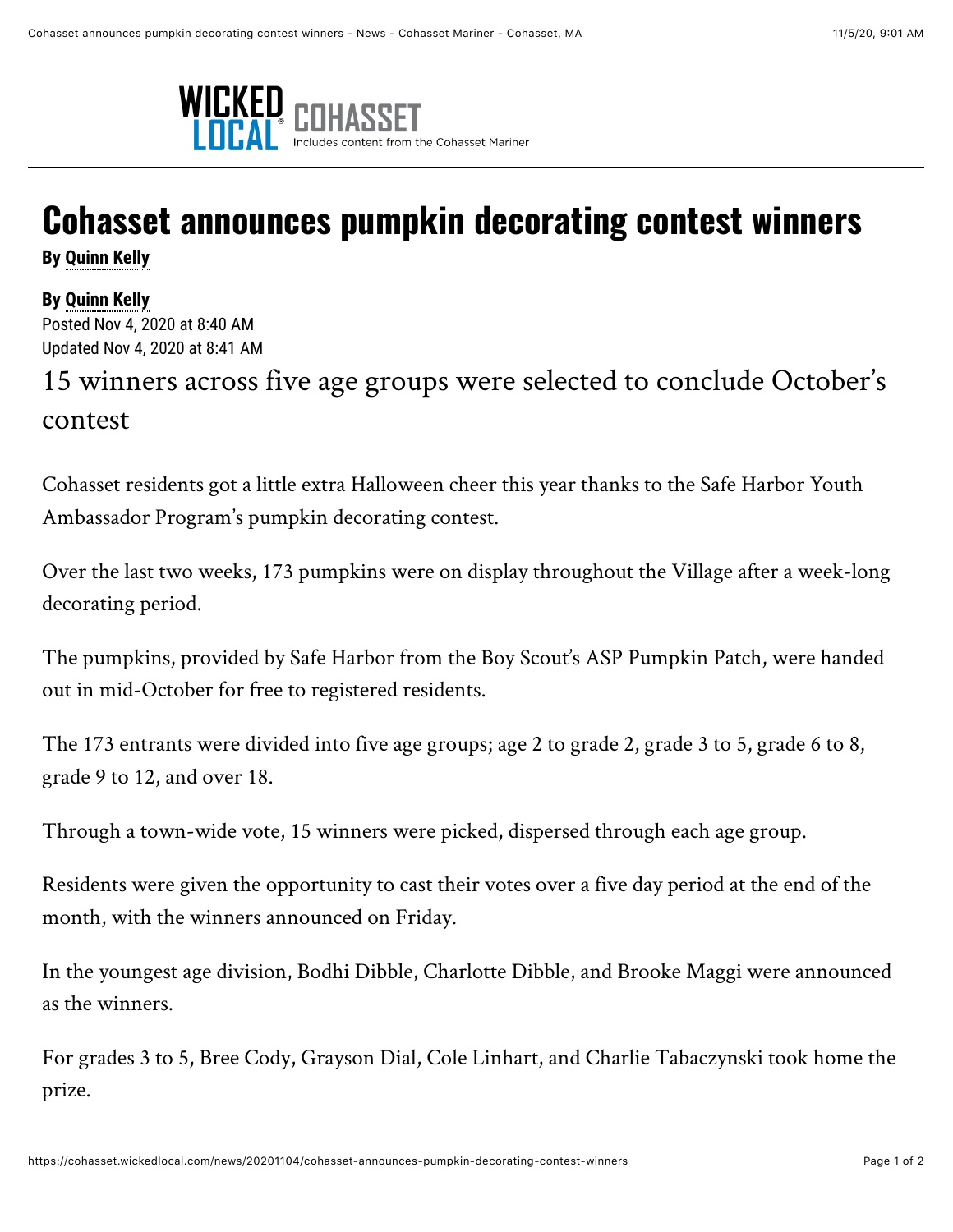WICKED LOCAL COHASSET
Includes content from the Cohasset Mariner

# Cohasset announces pumpkin decorating contest winners

**By Quinn Kelly**

**By Quinn Kelly**
Posted Nov 4, 2020 at 8:40 AM
Updated Nov 4, 2020 at 8:41 AM

## 15 winners across five age groups were selected to conclude October's contest

Cohasset residents got a little extra Halloween cheer this year thanks to the Safe Harbor Youth Ambassador Program's pumpkin decorating contest.

Over the last two weeks, 173 pumpkins were on display throughout the Village after a week-long decorating period.

The pumpkins, provided by Safe Harbor from the Boy Scout's ASP Pumpkin Patch, were handed out in mid-October for free to registered residents.

The 173 entrants were divided into five age groups; age 2 to grade 2, grade 3 to 5, grade 6 to 8, grade 9 to 12, and over 18.

Through a town-wide vote, 15 winners were picked, dispersed through each age group.

Residents were given the opportunity to cast their votes over a five day period at the end of the month, with the winners announced on Friday.

In the youngest age division, Bodhi Dibble, Charlotte Dibble, and Brooke Maggi were announced as the winners.

For grades 3 to 5, Bree Cody, Grayson Dial, Cole Linhart, and Charlie Tabaczynski took home the prize.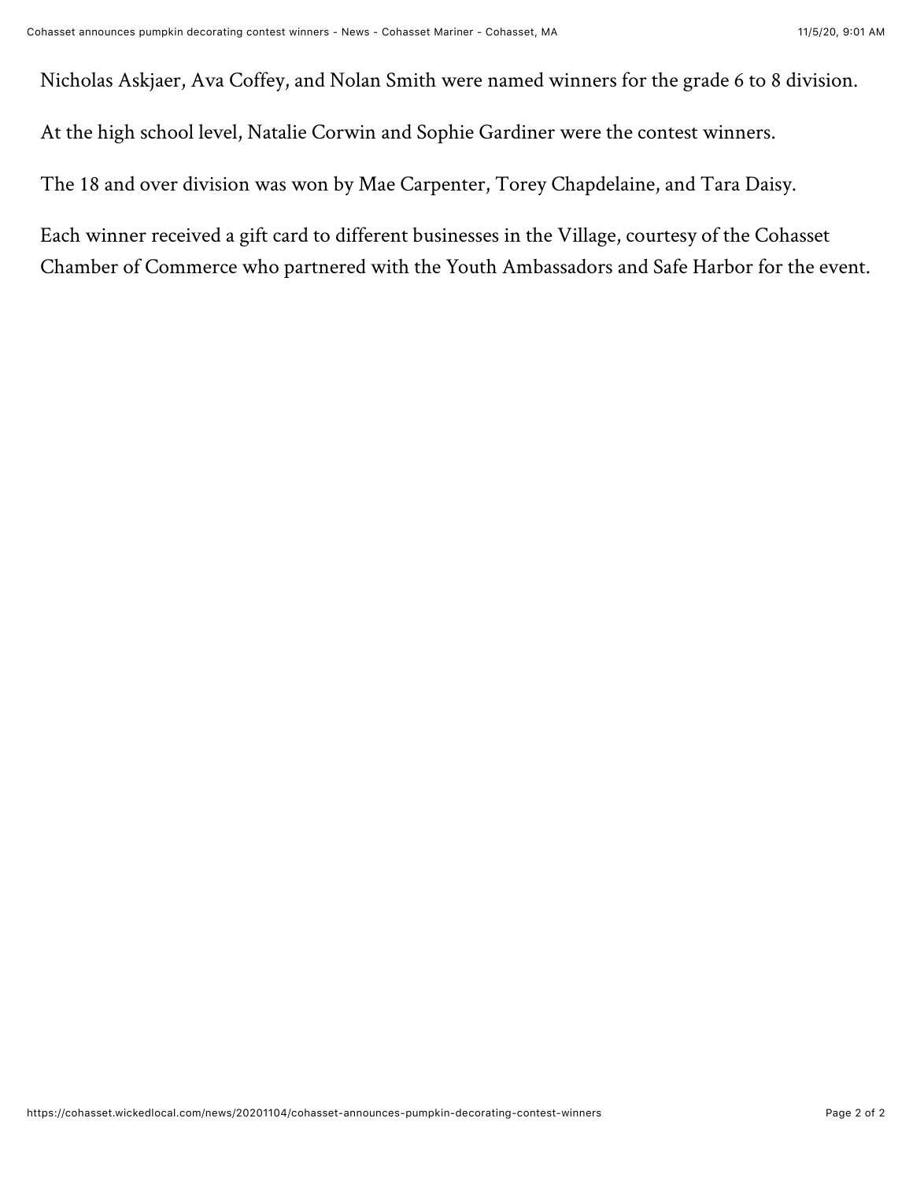Nicholas Askjaer, Ava Coffey, and Nolan Smith were named winners for the grade 6 to 8 division.

At the high school level, Natalie Corwin and Sophie Gardiner were the contest winners.

The 18 and over division was won by Mae Carpenter, Torey Chapdelaine, and Tara Daisy.

Each winner received a gift card to different businesses in the Village, courtesy of the Cohasset Chamber of Commerce who partnered with the Youth Ambassadors and Safe Harbor for the event.